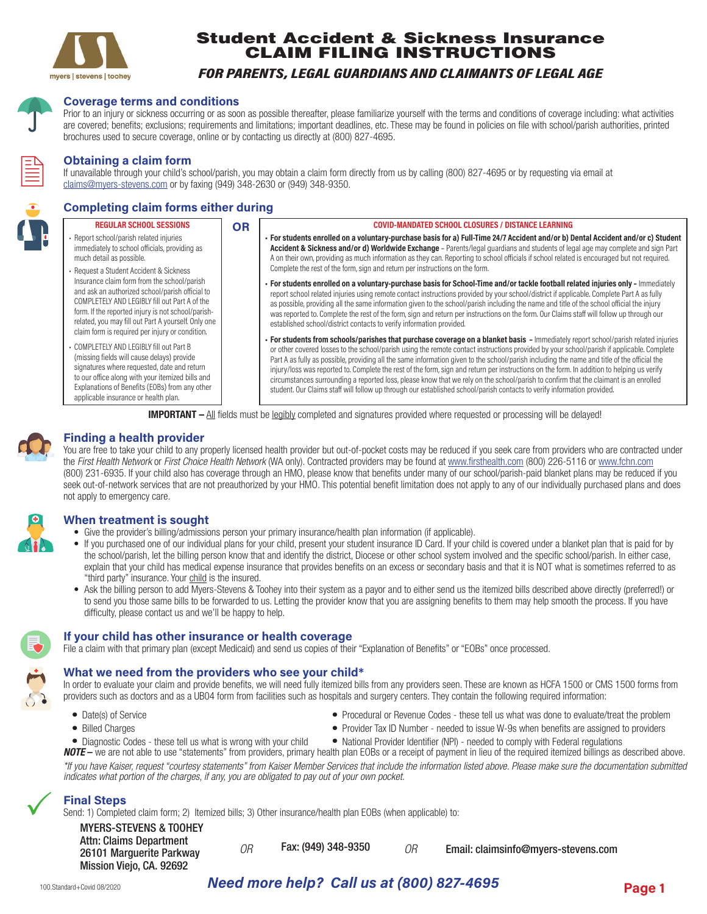myers | stevens | toohey

# Student Accident & Sickness Insurance CLAIM FILING INSTRUCTIONS

### *FOR PARENTS, LEGAL GUARDIANS AND CLAIMANTS OF LEGAL AGE*

## Coverage terms and conditions

Prior to an injury or sickness occurring or as soon as possible thereafter, please familiarize yourself with the terms and conditions of coverage including: what activities are covered; benefits; exclusions; requirements and limitations; important deadlines, etc. These may be found in policies on file with school/parish authorities, printed brochures used to secure coverage, online or by contacting us directly at (800) 827-4695.

## Obtaining a claim form

If unavailable through your child's school/parish, you may obtain a claim form directly from us by calling (800) 827-4695 or by requesting via email at claims@myers-stevens.com or by faxing (949) 348-2630 or (949) 348-9350.

## Completing claim forms either during

**REGULAR SCHOOL SESSIONS**

- Report school/parish related injuries immediately to school officials, providing as much detail as possible.
- Request a Student Accident & Sickness Insurance claim form from the school/parish and ask an authorized school/parish official to COMPLETELY AND LEGIBLY fill out Part A of the form. If the reported injury is not school/parish-related, you may fill out Part A yourself. Only one claim form is required per injury or condition.
- COMPLETELY AND LEGIBLY fill out Part B (missing fields will cause delays) provide signatures where requested, date and return to our office along with your itemized bills and Explanations of Benefits (EOBs) from any other applicable insurance or health plan.

**OR**

**COVID-MANDATED SCHOOL CLOSURES / DISTANCE LEARNING**

- **For students enrolled on a voluntary-purchase basis for a) Full-Time 24/7 Accident and/or b) Dental Accident and/or c) Student Accident & Sickness and/or d) Worldwide Exchange** – Parents/legal guardians and students of legal age may complete and sign Part A on their own, providing as much information as they can. Reporting to school officials if school related is encouraged but not required. Complete the rest of the form, sign and return per instructions on the form.
- **For students enrolled on a voluntary-purchase basis for School-Time and/or tackle football related injuries only –** Immediately report school related injuries using remote contact instructions provided by your school/district if applicable. Complete Part A as fully as possible, providing all the same information given to the school/parish including the name and title of the school official the injury was reported to. Complete the rest of the form, sign and return per instructions on the form. Our Claims staff will follow up through our established school/district contacts to verify information provided.
- **For students from schools/parishes that purchase coverage on a blanket basis –** Immediately report school/parish related injuries or other covered losses to the school/parish using the remote contact instructions provided by your school/parish if applicable. Complete Part A as fully as possible, providing all the same information given to the school/parish including the name and title of the official the injury/loss was reported to. Complete the rest of the form, sign and return per instructions on the form. In addition to helping us verify circumstances surrounding a reported loss, please know that we rely on the school/parish to confirm that the claimant is an enrolled student. Our Claims staff will follow up through our established school/parish contacts to verify information provided.

**IMPORTANT –** All fields must be legibly completed and signatures provided where requested or processing will be delayed!

## Finding a health provider

You are free to take your child to any properly licensed health provider but out-of-pocket costs may be reduced if you seek care from providers who are contracted under the *First Health Network* or *First Choice Health Network* (WA only). Contracted providers may be found at www.firsthealth.com (800) 226-5116 or www.fchn.com (800) 231-6935. If your child also has coverage through an HMO, please know that benefits under many of our school/parish-paid blanket plans may be reduced if you seek out-of-network services that are not preauthorized by your HMO. This potential benefit limitation does not apply to any of our individually purchased plans and does not apply to emergency care.

## When treatment is sought

- Give the provider's billing/admissions person your primary insurance/health plan information (if applicable).
- If you purchased one of our individual plans for your child, present your student insurance ID Card. If your child is covered under a blanket plan that is paid for by the school/parish, let the billing person know that and identify the district, Diocese or other school system involved and the specific school/parish. In either case, explain that your child has medical expense insurance that provides benefits on an excess or secondary basis and that it is NOT what is sometimes referred to as "third party" insurance. Your child is the insured.
- Ask the billing person to add Myers-Stevens & Toohey into their system as a payor and to either send us the itemized bills described above directly (preferred!) or to send you those same bills to be forwarded to us. Letting the provider know that you are assigning benefits to them may help smooth the process. If you have difficulty, please contact us and we'll be happy to help.

## If your child has other insurance or health coverage

File a claim with that primary plan (except Medicaid) and send us copies of their "Explanation of Benefits" or "EOBs" once processed.

## What we need from the providers who see your child*

In order to evaluate your claim and provide benefits, we will need fully itemized bills from any providers seen. These are known as HCFA 1500 or CMS 1500 forms from providers such as doctors and as a UB04 form from facilities such as hospitals and surgery centers. They contain the following required information:

- Date(s) of Service
- Billed Charges
- Diagnostic Codes - these tell us what is wrong with your child
- Procedural or Revenue Codes - these tell us what was done to evaluate/treat the problem
- Provider Tax ID Number - needed to issue W-9s when benefits are assigned to providers
- National Provider Identifier (NPI) - needed to comply with Federal regulations

***NOTE –*** we are not able to use "statements" from providers, primary health plan EOBs or a receipt of payment in lieu of the required itemized billings as described above.

*\*If you have Kaiser, request "courtesy statements" from Kaiser Member Services that include the information listed above. Please make sure the documentation submitted indicates what portion of the charges, if any, you are obligated to pay out of your own pocket.*

## Final Steps

Send: 1) Completed claim form; 2) Itemized bills; 3) Other insurance/health plan EOBs (when applicable) to:

**MYERS-STEVENS & TOOHEY**
**Attn: Claims Department**
**26101 Marguerite Parkway**
**Mission Viejo, CA. 92692**

*OR* **Fax: (949) 348-9350** *OR* **Email: claimsinfo@myers-stevens.com**

100.Standard+Covid 08/2020

***Need more help? Call us at (800) 827-4695***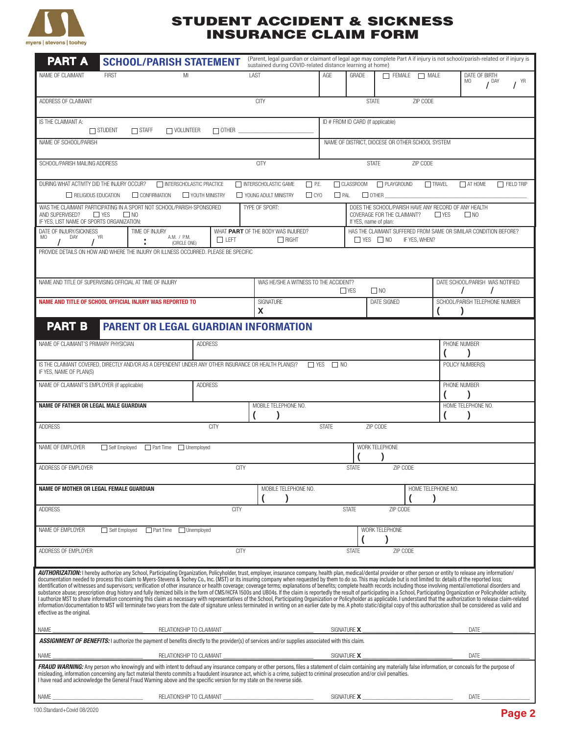myers | stevens | toohey

# STUDENT ACCIDENT & SICKNESS INSURANCE CLAIM FORM

## PART A SCHOOL/PARISH STATEMENT

(Parent, legal guardian or claimant of legal age may complete Part A if injury is not school/parish-related or if injury is sustained during COVID-related distance learning at home)

NAME OF CLAIMANT FIRST MI LAST | AGE | GRADE | ☐ FEMALE ☐ MALE | DATE OF BIRTH MO / DAY / YR

ADDRESS OF CLAIMANT | CITY | STATE | ZIP CODE

IS THE CLAIMANT A: ☐ STUDENT ☐ STAFF ☐ VOLUNTEER ☐ OTHER ________ | ID # FROM ID CARD (If applicable)

NAME OF SCHOOL/PARISH | NAME OF DISTRICT, DIOCESE OR OTHER SCHOOL SYSTEM

SCHOOL/PARISH MAILING ADDRESS | CITY | STATE | ZIP CODE

DURING WHAT ACTIVITY DID THE INJURY OCCUR? ☐ INTERSCHOLASTIC PRACTICE ☐ INTERSCHOLASTIC GAME ☐ P.E. ☐ CLASSROOM ☐ PLAYGROUND ☐ TRAVEL ☐ AT HOME ☐ FIELD TRIP ☐ RELIGIOUS EDUCATION ☐ CONFIRMATION ☐ YOUTH MINISTRY ☐ YOUNG ADULT MINISTRY ☐ CYO ☐ PAL ☐ OTHER ________

WAS THE CLAIMANT PARTICIPATING IN A SPORT NOT SCHOOL/PARISH-SPONSORED AND SUPERVISED? ☐ YES ☐ NO IF YES, LIST NAME OF SPORTS ORGANIZATION: | TYPE OF SPORT: | DOES THE SCHOOL/PARISH HAVE ANY RECORD OF ANY HEALTH COVERAGE FOR THE CLAIMANT? ☐ YES ☐ NO If YES, name of plan:

DATE OF INJURY/SICKNESS MO / DAY / YR | TIME OF INJURY : A.M. / P.M. (CIRCLE ONE) | WHAT **PART** OF THE BODY WAS INJURED? ☐ LEFT ☐ RIGHT | HAS THE CLAIMANT SUFFERED FROM SAME OR SIMILAR CONDITION BEFORE? ☐ YES ☐ NO IF YES, WHEN?

PROVIDE DETAILS ON HOW AND WHERE THE INJURY OR ILLNESS OCCURRED. PLEASE BE SPECIFIC

NAME AND TITLE OF SUPERVISING OFFICIAL AT TIME OF INJURY | WAS HE/SHE A WITNESS TO THE ACCIDENT? ☐ YES ☐ NO | DATE SCHOOL/PARISH WAS NOTIFIED / /

**NAME AND TITLE OF SCHOOL OFFICIAL INJURY WAS REPORTED TO** | SIGNATURE X | DATE SIGNED | SCHOOL/PARISH TELEPHONE NUMBER ( )

## PART B PARENT OR LEGAL GUARDIAN INFORMATION

NAME OF CLAIMANT'S PRIMARY PHYSICIAN | ADDRESS | PHONE NUMBER ( )

IS THE CLAIMANT COVERED, DIRECTLY AND/OR AS A DEPENDENT UNDER ANY OTHER INSURANCE OR HEALTH PLAN(S)? ☐ YES ☐ NO IF YES, NAME OF PLAN(S) | POLICY NUMBER(S)

NAME OF CLAIMANT'S EMPLOYER (if applicable) | ADDRESS | PHONE NUMBER ( )

**NAME OF FATHER OR LEGAL MALE GUARDIAN** | MOBILE TELEPHONE NO. ( ) | HOME TELEPHONE NO. ( )

ADDRESS | CITY | STATE | ZIP CODE

NAME OF EMPLOYER ☐ Self Employed ☐ Part Time ☐ Unemployed | WORK TELEPHONE ( )

ADDRESS OF EMPLOYER | CITY | STATE | ZIP CODE

**NAME OF MOTHER OR LEGAL FEMALE GUARDIAN** | MOBILE TELEPHONE NO. ( ) | HOME TELEPHONE NO. ( )

ADDRESS | CITY | STATE | ZIP CODE

NAME OF EMPLOYER ☐ Self Employed ☐ Part Time ☐ Unemployed | WORK TELEPHONE ( )

ADDRESS OF EMPLOYER | CITY | STATE | ZIP CODE

***AUTHORIZATION:*** I hereby authorize any School, Participating Organization, Policyholder, trust, employer, insurance company, health plan, medical/dental provider or other person or entity to release any information/documentation needed to process this claim to Myers-Stevens & Toohey Co., Inc. (MST) or its insuring company when requested by them to do so. This may include but is not limited to: details of the reported loss; identification of witnesses and supervisors; verification of other insurance or health coverage; coverage terms; explanations of benefits; complete health records including those involving mental/emotional disorders and substance abuse; prescription drug history and fully itemized bills in the form of CMS/HCFA 1500s and UB04s. If the claim is reportedly the result of participating in a School, Participating Organization or Policyholder activity, I authorize MST to share information concerning this claim as necessary with representatives of the School, Participating Organization or Policyholder as applicable. I understand that the authorization to release claim-related information/documentation to MST will terminate two years from the date of signature unless terminated in writing on an earlier date by me. A photo static/digital copy of this authorization shall be considered as valid and effective as the original.

NAME ________ RELATIONSHIP TO CLAIMANT ________ SIGNATURE X ________ DATE ________

***ASSIGNMENT OF BENEFITS:*** I authorize the payment of benefits directly to the provider(s) of services and/or supplies associated with this claim.

NAME ________ RELATIONSHIP TO CLAIMANT ________ SIGNATURE X ________ DATE ________

***FRAUD WARNING:*** Any person who knowingly and with intent to defraud any insurance company or other persons, files a statement of claim containing any materially false information, or conceals for the purpose of misleading, information concerning any fact material thereto commits a fraudulent insurance act, which is a crime, subject to criminal prosecution and/or civil penalties.
I have read and acknowledge the General Fraud Warning above and the specific version for my state on the reverse side.

NAME ________ RELATIONSHIP TO CLAIMANT ________ SIGNATURE X ________ DATE ________

100.Standard+Covid 08/2020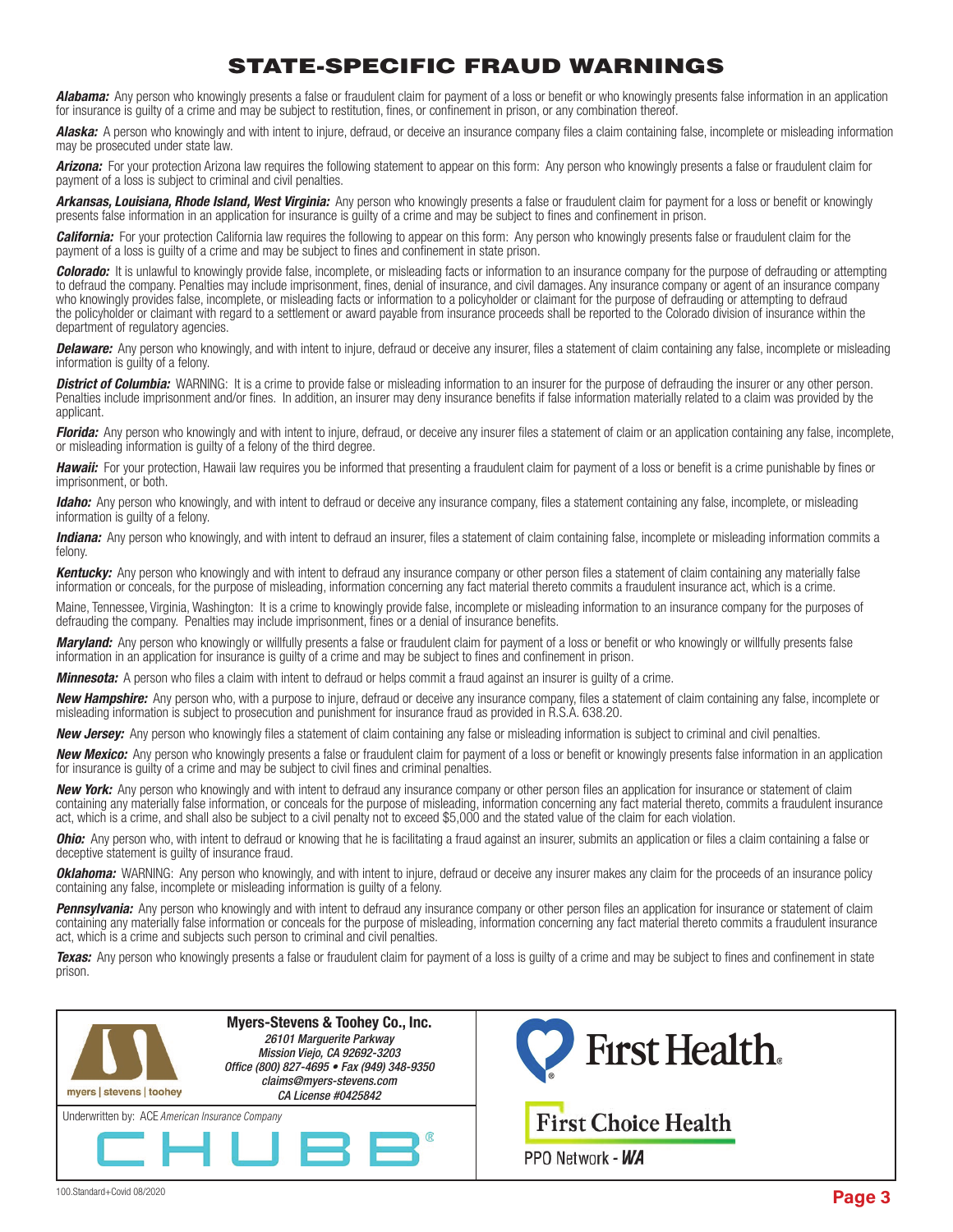# STATE-SPECIFIC FRAUD WARNINGS

***Alabama:*** Any person who knowingly presents a false or fraudulent claim for payment of a loss or benefit or who knowingly presents false information in an application for insurance is guilty of a crime and may be subject to restitution, fines, or confinement in prison, or any combination thereof.

***Alaska:*** A person who knowingly and with intent to injure, defraud, or deceive an insurance company files a claim containing false, incomplete or misleading information may be prosecuted under state law.

***Arizona:*** For your protection Arizona law requires the following statement to appear on this form: Any person who knowingly presents a false or fraudulent claim for payment of a loss is subject to criminal and civil penalties.

***Arkansas, Louisiana, Rhode Island, West Virginia:*** Any person who knowingly presents a false or fraudulent claim for payment for a loss or benefit or knowingly presents false information in an application for insurance is guilty of a crime and may be subject to fines and confinement in prison.

***California:*** For your protection California law requires the following to appear on this form: Any person who knowingly presents false or fraudulent claim for the payment of a loss is guilty of a crime and may be subject to fines and confinement in state prison.

***Colorado:*** It is unlawful to knowingly provide false, incomplete, or misleading facts or information to an insurance company for the purpose of defrauding or attempting to defraud the company. Penalties may include imprisonment, fines, denial of insurance, and civil damages. Any insurance company or agent of an insurance company who knowingly provides false, incomplete, or misleading facts or information to a policyholder or claimant for the purpose of defrauding or attempting to defraud the policyholder or claimant with regard to a settlement or award payable from insurance proceeds shall be reported to the Colorado division of insurance within the department of regulatory agencies.

***Delaware:*** Any person who knowingly, and with intent to injure, defraud or deceive any insurer, files a statement of claim containing any false, incomplete or misleading information is guilty of a felony.

***District of Columbia:*** WARNING: It is a crime to provide false or misleading information to an insurer for the purpose of defrauding the insurer or any other person. Penalties include imprisonment and/or fines. In addition, an insurer may deny insurance benefits if false information materially related to a claim was provided by the applicant.

***Florida:*** Any person who knowingly and with intent to injure, defraud, or deceive any insurer files a statement of claim or an application containing any false, incomplete, or misleading information is guilty of a felony of the third degree.

***Hawaii:*** For your protection, Hawaii law requires you be informed that presenting a fraudulent claim for payment of a loss or benefit is a crime punishable by fines or imprisonment, or both.

***Idaho:*** Any person who knowingly, and with intent to defraud or deceive any insurance company, files a statement containing any false, incomplete, or misleading information is guilty of a felony.

***Indiana:*** Any person who knowingly, and with intent to defraud an insurer, files a statement of claim containing false, incomplete or misleading information commits a felony.

***Kentucky:*** Any person who knowingly and with intent to defraud any insurance company or other person files a statement of claim containing any materially false information or conceals, for the purpose of misleading, information concerning any fact material thereto commits a fraudulent insurance act, which is a crime.

Maine, Tennessee, Virginia, Washington: It is a crime to knowingly provide false, incomplete or misleading information to an insurance company for the purposes of defrauding the company. Penalties may include imprisonment, fines or a denial of insurance benefits.

***Maryland:*** Any person who knowingly or willfully presents a false or fraudulent claim for payment of a loss or benefit or who knowingly or willfully presents false information in an application for insurance is guilty of a crime and may be subject to fines and confinement in prison.

***Minnesota:*** A person who files a claim with intent to defraud or helps commit a fraud against an insurer is guilty of a crime.

***New Hampshire:*** Any person who, with a purpose to injure, defraud or deceive any insurance company, files a statement of claim containing any false, incomplete or misleading information is subject to prosecution and punishment for insurance fraud as provided in R.S.A. 638.20.

***New Jersey:*** Any person who knowingly files a statement of claim containing any false or misleading information is subject to criminal and civil penalties.

***New Mexico:*** Any person who knowingly presents a false or fraudulent claim for payment of a loss or benefit or knowingly presents false information in an application for insurance is guilty of a crime and may be subject to civil fines and criminal penalties.

***New York:*** Any person who knowingly and with intent to defraud any insurance company or other person files an application for insurance or statement of claim containing any materially false information, or conceals for the purpose of misleading, information concerning any fact material thereto, commits a fraudulent insurance act, which is a crime, and shall also be subject to a civil penalty not to exceed $5,000 and the stated value of the claim for each violation.

***Ohio:*** Any person who, with intent to defraud or knowing that he is facilitating a fraud against an insurer, submits an application or files a claim containing a false or deceptive statement is guilty of insurance fraud.

***Oklahoma:*** WARNING: Any person who knowingly, and with intent to injure, defraud or deceive any insurer makes any claim for the proceeds of an insurance policy containing any false, incomplete or misleading information is guilty of a felony.

***Pennsylvania:*** Any person who knowingly and with intent to defraud any insurance company or other person files an application for insurance or statement of claim containing any materially false information or conceals for the purpose of misleading, information concerning any fact material thereto commits a fraudulent insurance act, which is a crime and subjects such person to criminal and civil penalties.

***Texas:*** Any person who knowingly presents a false or fraudulent claim for payment of a loss is guilty of a crime and may be subject to fines and confinement in state prison.

myers | stevens | toohey

**Myers-Stevens & Toohey Co., Inc.**
*26101 Marguerite Parkway*
*Mission Viejo, CA 92692-3203*
*Office (800) 827-4695 • Fax (949) 348-9350*
*claims@myers-stevens.com*
*CA License #0425842*

Underwritten by: ACE *American Insurance Company*

CHUBB®

First Health®

First Choice Health
PPO Network - ***WA***

100.Standard+Covid 08/2020